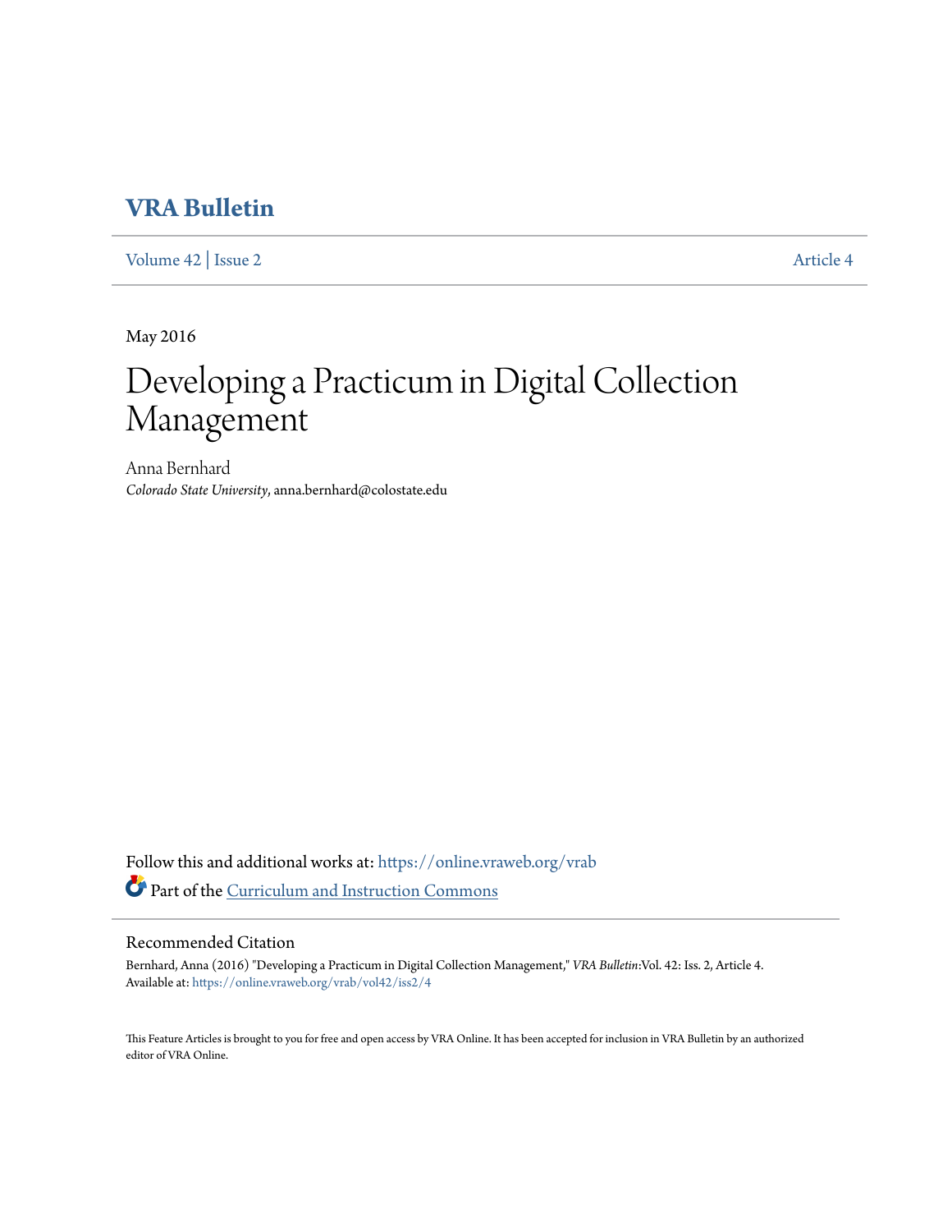# VRA Bulletin

Volume 42 | Issue 2 | Article 4

May 2016

# Developing a Practicum in Digital Collection Management

Anna Bernhard

*Colorado State University*, anna.bernhard@colostate.edu

Follow this and additional works at: https://online.vraweb.org/vrab

Part of the Curriculum and Instruction Commons

## Recommended Citation

Bernhard, Anna (2016) "Developing a Practicum in Digital Collection Management," *VRA Bulletin*:Vol. 42: Iss. 2, Article 4.
Available at: https://online.vraweb.org/vrab/vol42/iss2/4

This Feature Articles is brought to you for free and open access by VRA Online. It has been accepted for inclusion in VRA Bulletin by an authorized editor of VRA Online.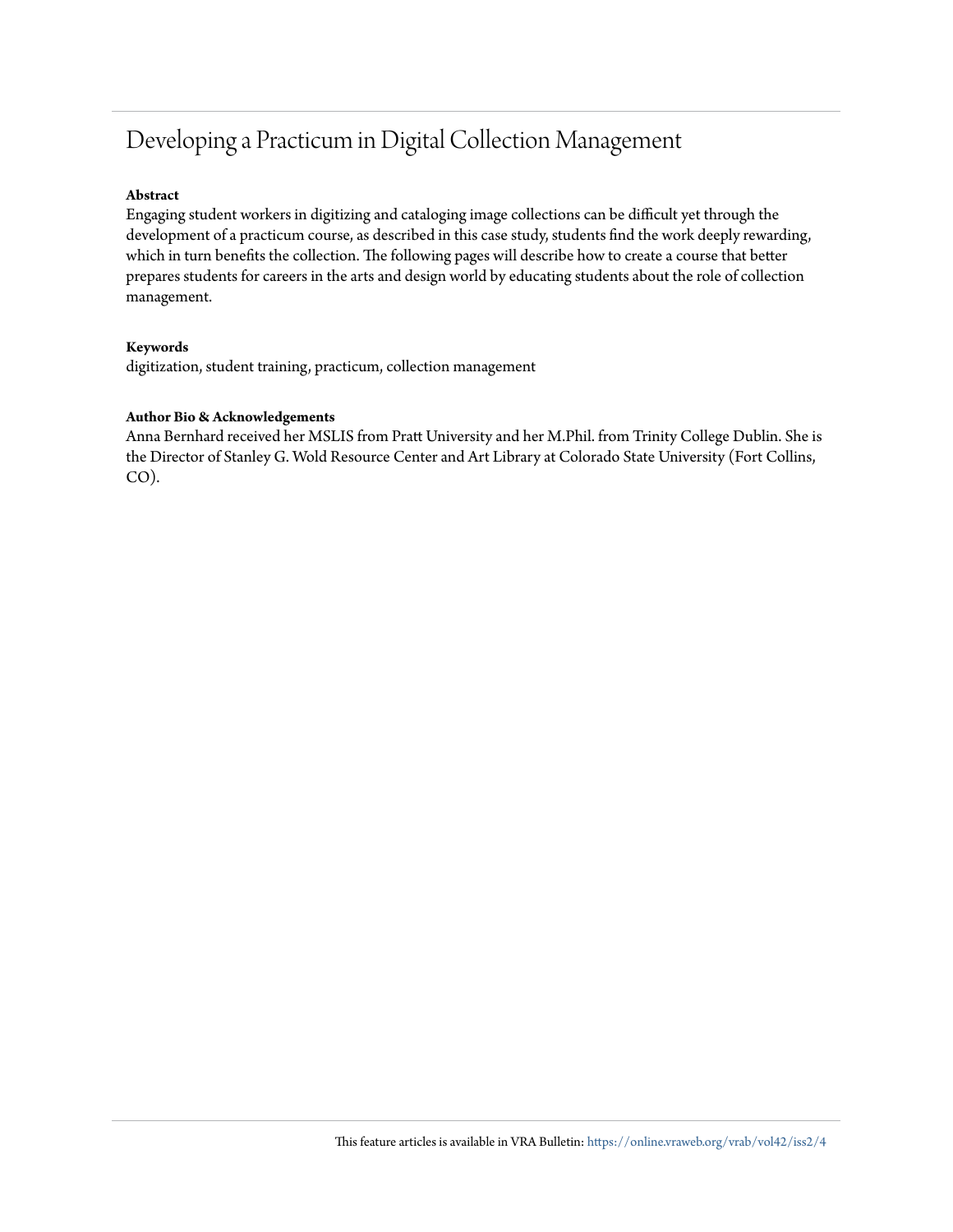# Developing a Practicum in Digital Collection Management

**Abstract**

Engaging student workers in digitizing and cataloging image collections can be difficult yet through the development of a practicum course, as described in this case study, students find the work deeply rewarding, which in turn benefits the collection. The following pages will describe how to create a course that better prepares students for careers in the arts and design world by educating students about the role of collection management.

**Keywords**

digitization, student training, practicum, collection management

**Author Bio & Acknowledgements**

Anna Bernhard received her MSLIS from Pratt University and her M.Phil. from Trinity College Dublin. She is the Director of Stanley G. Wold Resource Center and Art Library at Colorado State University (Fort Collins, CO).

This feature articles is available in VRA Bulletin: https://online.vraweb.org/vrab/vol42/iss2/4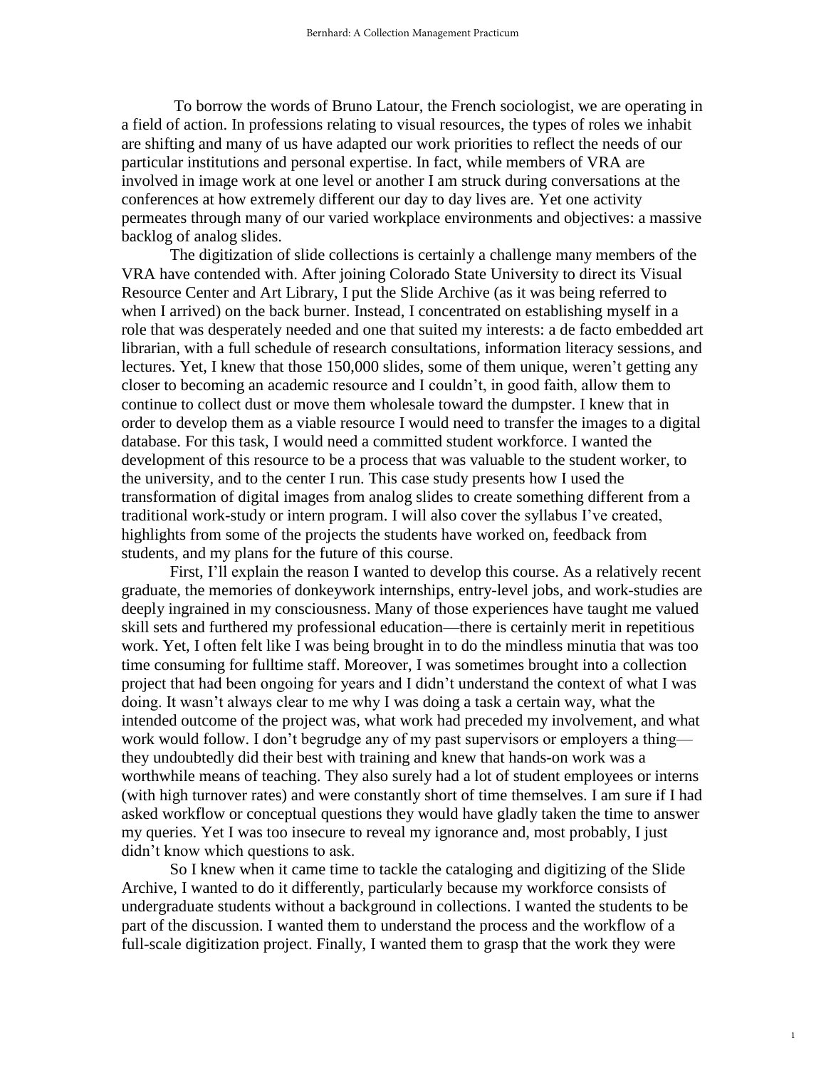To borrow the words of Bruno Latour, the French sociologist, we are operating in a field of action. In professions relating to visual resources, the types of roles we inhabit are shifting and many of us have adapted our work priorities to reflect the needs of our particular institutions and personal expertise. In fact, while members of VRA are involved in image work at one level or another I am struck during conversations at the conferences at how extremely different our day to day lives are. Yet one activity permeates through many of our varied workplace environments and objectives: a massive backlog of analog slides.

The digitization of slide collections is certainly a challenge many members of the VRA have contended with. After joining Colorado State University to direct its Visual Resource Center and Art Library, I put the Slide Archive (as it was being referred to when I arrived) on the back burner. Instead, I concentrated on establishing myself in a role that was desperately needed and one that suited my interests: a de facto embedded art librarian, with a full schedule of research consultations, information literacy sessions, and lectures. Yet, I knew that those 150,000 slides, some of them unique, weren't getting any closer to becoming an academic resource and I couldn't, in good faith, allow them to continue to collect dust or move them wholesale toward the dumpster. I knew that in order to develop them as a viable resource I would need to transfer the images to a digital database. For this task, I would need a committed student workforce. I wanted the development of this resource to be a process that was valuable to the student worker, to the university, and to the center I run. This case study presents how I used the transformation of digital images from analog slides to create something different from a traditional work-study or intern program. I will also cover the syllabus I've created, highlights from some of the projects the students have worked on, feedback from students, and my plans for the future of this course.

First, I'll explain the reason I wanted to develop this course. As a relatively recent graduate, the memories of donkeywork internships, entry-level jobs, and work-studies are deeply ingrained in my consciousness. Many of those experiences have taught me valued skill sets and furthered my professional education—there is certainly merit in repetitious work. Yet, I often felt like I was being brought in to do the mindless minutia that was too time consuming for fulltime staff. Moreover, I was sometimes brought into a collection project that had been ongoing for years and I didn't understand the context of what I was doing. It wasn't always clear to me why I was doing a task a certain way, what the intended outcome of the project was, what work had preceded my involvement, and what work would follow. I don't begrudge any of my past supervisors or employers a thing—they undoubtedly did their best with training and knew that hands-on work was a worthwhile means of teaching. They also surely had a lot of student employees or interns (with high turnover rates) and were constantly short of time themselves. I am sure if I had asked workflow or conceptual questions they would have gladly taken the time to answer my queries. Yet I was too insecure to reveal my ignorance and, most probably, I just didn't know which questions to ask.

So I knew when it came time to tackle the cataloging and digitizing of the Slide Archive, I wanted to do it differently, particularly because my workforce consists of undergraduate students without a background in collections. I wanted the students to be part of the discussion. I wanted them to understand the process and the workflow of a full-scale digitization project. Finally, I wanted them to grasp that the work they were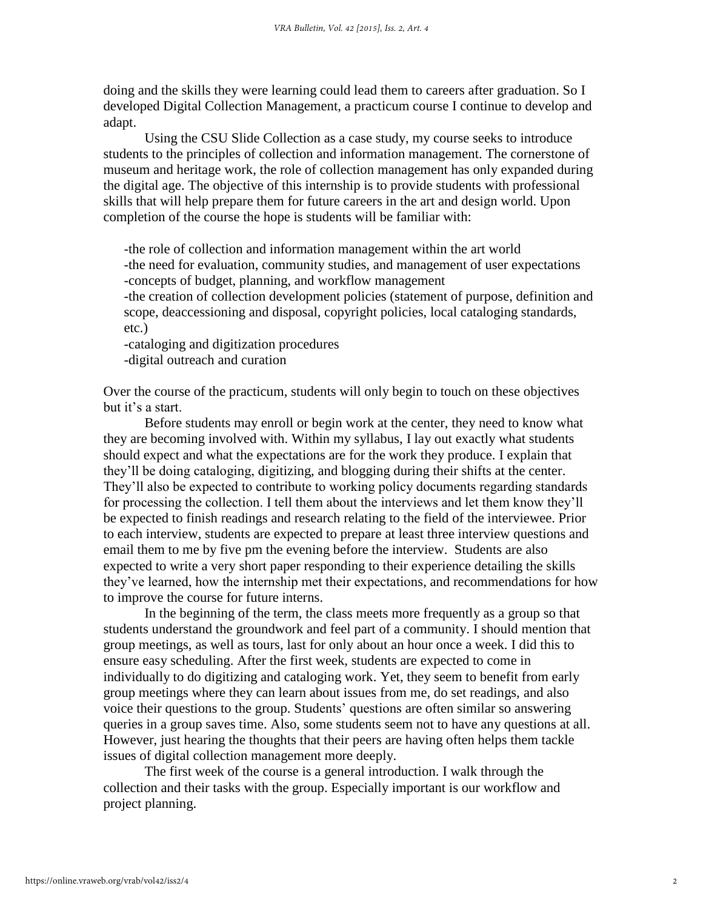doing and the skills they were learning could lead them to careers after graduation. So I developed Digital Collection Management, a practicum course I continue to develop and adapt.

Using the CSU Slide Collection as a case study, my course seeks to introduce students to the principles of collection and information management. The cornerstone of museum and heritage work, the role of collection management has only expanded during the digital age. The objective of this internship is to provide students with professional skills that will help prepare them for future careers in the art and design world. Upon completion of the course the hope is students will be familiar with:

-the role of collection and information management within the art world
-the need for evaluation, community studies, and management of user expectations
-concepts of budget, planning, and workflow management
-the creation of collection development policies (statement of purpose, definition and scope, deaccessioning and disposal, copyright policies, local cataloging standards, etc.)
-cataloging and digitization procedures
-digital outreach and curation

Over the course of the practicum, students will only begin to touch on these objectives but it's a start.

Before students may enroll or begin work at the center, they need to know what they are becoming involved with. Within my syllabus, I lay out exactly what students should expect and what the expectations are for the work they produce. I explain that they'll be doing cataloging, digitizing, and blogging during their shifts at the center. They'll also be expected to contribute to working policy documents regarding standards for processing the collection. I tell them about the interviews and let them know they'll be expected to finish readings and research relating to the field of the interviewee. Prior to each interview, students are expected to prepare at least three interview questions and email them to me by five pm the evening before the interview. Students are also expected to write a very short paper responding to their experience detailing the skills they've learned, how the internship met their expectations, and recommendations for how to improve the course for future interns.

In the beginning of the term, the class meets more frequently as a group so that students understand the groundwork and feel part of a community. I should mention that group meetings, as well as tours, last for only about an hour once a week. I did this to ensure easy scheduling. After the first week, students are expected to come in individually to do digitizing and cataloging work. Yet, they seem to benefit from early group meetings where they can learn about issues from me, do set readings, and also voice their questions to the group. Students' questions are often similar so answering queries in a group saves time. Also, some students seem not to have any questions at all. However, just hearing the thoughts that their peers are having often helps them tackle issues of digital collection management more deeply.

The first week of the course is a general introduction. I walk through the collection and their tasks with the group. Especially important is our workflow and project planning.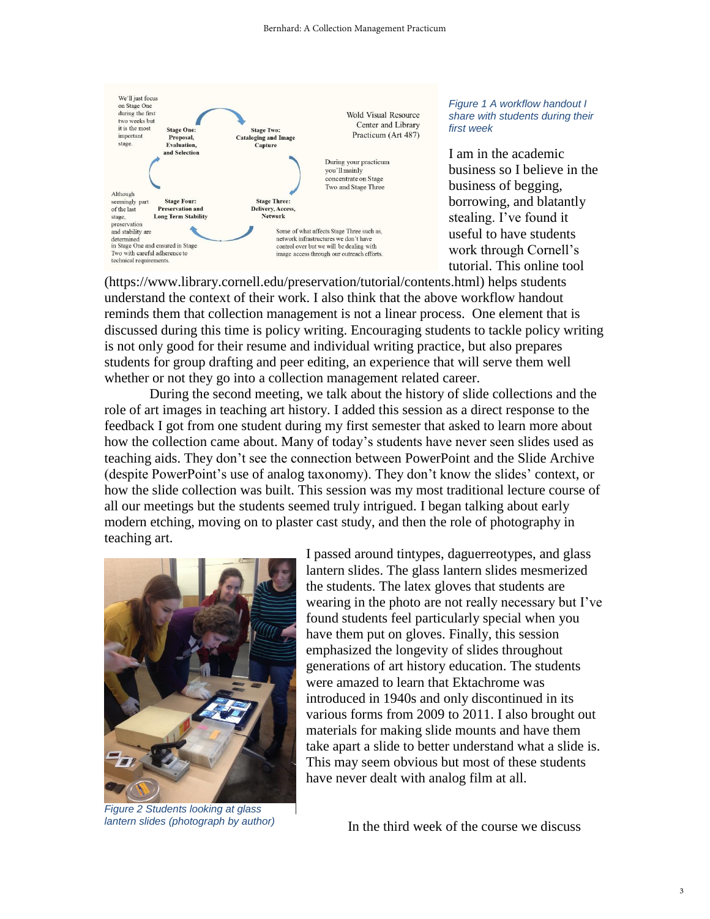Figure 1 A workflow handout I share with students during their first week

I am in the academic business so I believe in the business of begging, borrowing, and blatantly stealing. I've found it useful to have students work through Cornell's tutorial. This online tool (https://www.library.cornell.edu/preservation/tutorial/contents.html) helps students understand the context of their work. I also think that the above workflow handout reminds them that collection management is not a linear process. One element that is discussed during this time is policy writing. Encouraging students to tackle policy writing is not only good for their resume and individual writing practice, but also prepares students for group drafting and peer editing, an experience that will serve them well whether or not they go into a collection management related career.

During the second meeting, we talk about the history of slide collections and the role of art images in teaching art history. I added this session as a direct response to the feedback I got from one student during my first semester that asked to learn more about how the collection came about. Many of today's students have never seen slides used as teaching aids. They don't see the connection between PowerPoint and the Slide Archive (despite PowerPoint's use of analog taxonomy). They don't know the slides' context, or how the slide collection was built. This session was my most traditional lecture course of all our meetings but the students seemed truly intrigued. I began talking about early modern etching, moving on to plaster cast study, and then the role of photography in teaching art.

Figure 2 Students looking at glass lantern slides (photograph by author)

I passed around tintypes, daguerreotypes, and glass lantern slides. The glass lantern slides mesmerized the students. The latex gloves that students are wearing in the photo are not really necessary but I've found students feel particularly special when you have them put on gloves. Finally, this session emphasized the longevity of slides throughout generations of art history education. The students were amazed to learn that Ektachrome was introduced in 1940s and only discontinued in its various forms from 2009 to 2011. I also brought out materials for making slide mounts and have them take apart a slide to better understand what a slide is. This may seem obvious but most of these students have never dealt with analog film at all.

In the third week of the course we discuss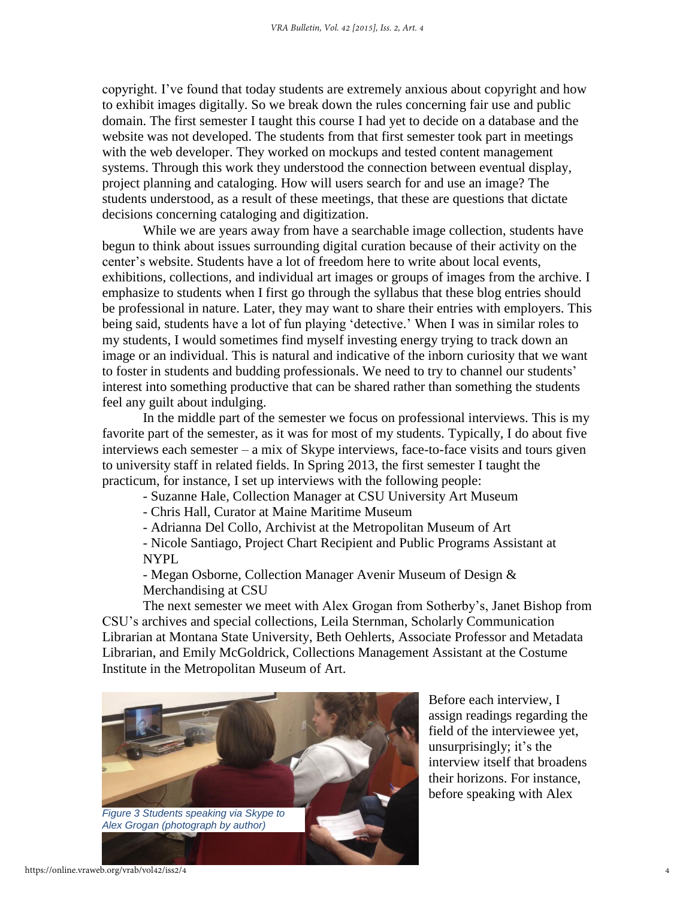copyright. I've found that today students are extremely anxious about copyright and how to exhibit images digitally. So we break down the rules concerning fair use and public domain. The first semester I taught this course I had yet to decide on a database and the website was not developed. The students from that first semester took part in meetings with the web developer. They worked on mockups and tested content management systems. Through this work they understood the connection between eventual display, project planning and cataloging. How will users search for and use an image? The students understood, as a result of these meetings, that these are questions that dictate decisions concerning cataloging and digitization.

While we are years away from have a searchable image collection, students have begun to think about issues surrounding digital curation because of their activity on the center's website. Students have a lot of freedom here to write about local events, exhibitions, collections, and individual art images or groups of images from the archive. I emphasize to students when I first go through the syllabus that these blog entries should be professional in nature. Later, they may want to share their entries with employers. This being said, students have a lot of fun playing 'detective.' When I was in similar roles to my students, I would sometimes find myself investing energy trying to track down an image or an individual. This is natural and indicative of the inborn curiosity that we want to foster in students and budding professionals. We need to try to channel our students' interest into something productive that can be shared rather than something the students feel any guilt about indulging.

In the middle part of the semester we focus on professional interviews. This is my favorite part of the semester, as it was for most of my students. Typically, I do about five interviews each semester – a mix of Skype interviews, face-to-face visits and tours given to university staff in related fields. In Spring 2013, the first semester I taught the practicum, for instance, I set up interviews with the following people:

- Suzanne Hale, Collection Manager at CSU University Art Museum
- Chris Hall, Curator at Maine Maritime Museum
- Adrianna Del Collo, Archivist at the Metropolitan Museum of Art
- Nicole Santiago, Project Chart Recipient and Public Programs Assistant at NYPL
- Megan Osborne, Collection Manager Avenir Museum of Design & Merchandising at CSU

The next semester we meet with Alex Grogan from Sotherby's, Janet Bishop from CSU's archives and special collections, Leila Sternman, Scholarly Communication Librarian at Montana State University, Beth Oehlerts, Associate Professor and Metadata Librarian, and Emily McGoldrick, Collections Management Assistant at the Costume Institute in the Metropolitan Museum of Art.

*Figure 3 Students speaking via Skype to Alex Grogan (photograph by author)*

Before each interview, I assign readings regarding the field of the interviewee yet, unsurprisingly; it's the interview itself that broadens their horizons. For instance, before speaking with Alex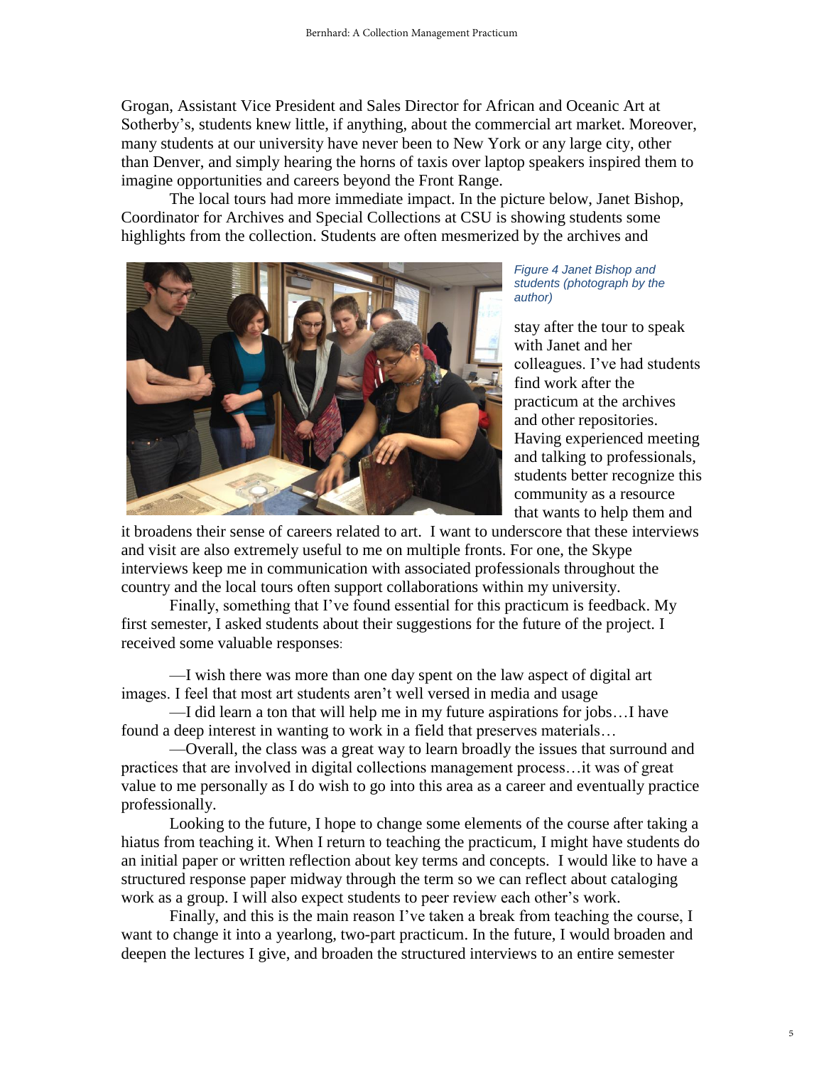Grogan, Assistant Vice President and Sales Director for African and Oceanic Art at Sotherby's, students knew little, if anything, about the commercial art market. Moreover, many students at our university have never been to New York or any large city, other than Denver, and simply hearing the horns of taxis over laptop speakers inspired them to imagine opportunities and careers beyond the Front Range.

The local tours had more immediate impact. In the picture below, Janet Bishop, Coordinator for Archives and Special Collections at CSU is showing students some highlights from the collection. Students are often mesmerized by the archives and stay after the tour to speak with Janet and her colleagues. I've had students find work after the practicum at the archives and other repositories. Having experienced meeting and talking to professionals, students better recognize this community as a resource that wants to help them and it broadens their sense of careers related to art. I want to underscore that these interviews and visit are also extremely useful to me on multiple fronts. For one, the Skype interviews keep me in communication with associated professionals throughout the country and the local tours often support collaborations within my university.

*Figure 4 Janet Bishop and students (photograph by the author)*

Finally, something that I've found essential for this practicum is feedback. My first semester, I asked students about their suggestions for the future of the project. I received some valuable responses:

—I wish there was more than one day spent on the law aspect of digital art images. I feel that most art students aren't well versed in media and usage

—I did learn a ton that will help me in my future aspirations for jobs…I have found a deep interest in wanting to work in a field that preserves materials…

—Overall, the class was a great way to learn broadly the issues that surround and practices that are involved in digital collections management process…it was of great value to me personally as I do wish to go into this area as a career and eventually practice professionally.

Looking to the future, I hope to change some elements of the course after taking a hiatus from teaching it. When I return to teaching the practicum, I might have students do an initial paper or written reflection about key terms and concepts. I would like to have a structured response paper midway through the term so we can reflect about cataloging work as a group. I will also expect students to peer review each other's work.

Finally, and this is the main reason I've taken a break from teaching the course, I want to change it into a yearlong, two-part practicum. In the future, I would broaden and deepen the lectures I give, and broaden the structured interviews to an entire semester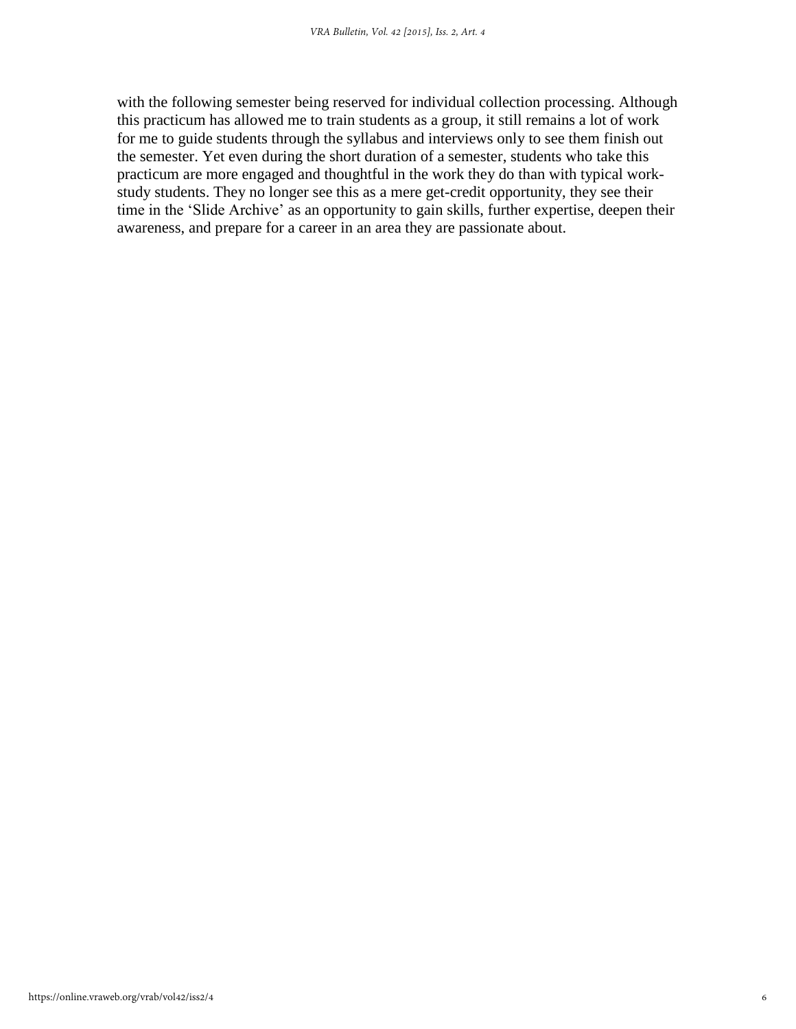with the following semester being reserved for individual collection processing. Although this practicum has allowed me to train students as a group, it still remains a lot of work for me to guide students through the syllabus and interviews only to see them finish out the semester. Yet even during the short duration of a semester, students who take this practicum are more engaged and thoughtful in the work they do than with typical work-study students. They no longer see this as a mere get-credit opportunity, they see their time in the 'Slide Archive' as an opportunity to gain skills, further expertise, deepen their awareness, and prepare for a career in an area they are passionate about.